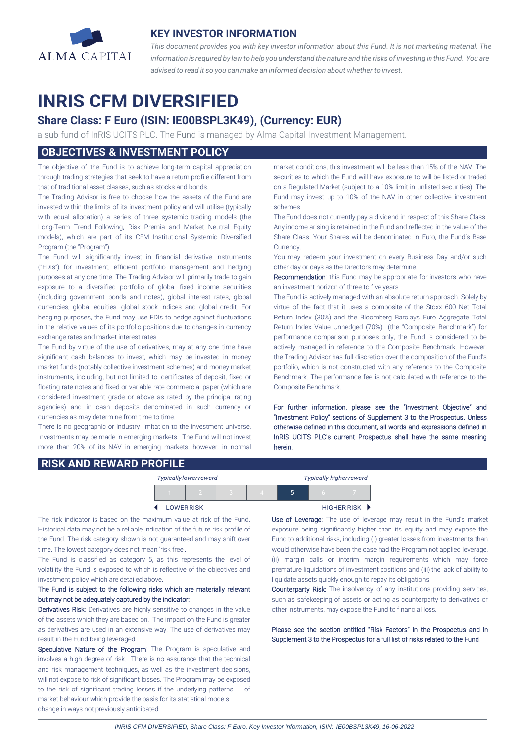ALMA CAPITAL

## KEY INVESTOR INFORMATION

*This document provides you with key investor information about this Fund. It is not marketing material. The information is required by law to help you understand the nature and the risks of investing in this Fund. You are advised to read it so you can make an informed decision about whether to invest.*

# INRIS CFM DIVERSIFIED

## Share Class: F Euro (ISIN: IE00BSPL3K49), (Currency: EUR)

a sub-fund of InRIS UCITS PLC. The Fund is managed by Alma Capital Investment Management.

## OBJECTIVES & INVESTMENT POLICY

The objective of the Fund is to achieve long-term capital appreciation through trading strategies that seek to have a return profile different from that of traditional asset classes, such as stocks and bonds.

The Trading Advisor is free to choose how the assets of the Fund are invested within the limits of its investment policy and will utilise (typically with equal allocation) a series of three systemic trading models (the Long-Term Trend Following, Risk Premia and Market Neutral Equity models), which are part of its CFM Institutional Systemic Diversified Program (the "Program").

The Fund will significantly invest in financial derivative instruments ("FDIs") for investment, efficient portfolio management and hedging purposes at any one time. The Trading Advisor will primarily trade to gain exposure to a diversified portfolio of global fixed income securities (including government bonds and notes), global interest rates, global currencies, global equities, global stock indices and global credit. For hedging purposes, the Fund may use FDIs to hedge against fluctuations in the relative values of its portfolio positions due to changes in currency exchange rates and market interest rates.

The Fund by virtue of the use of derivatives, may at any one time have significant cash balances to invest, which may be invested in money market funds (notably collective investment schemes) and money market instruments, including, but not limited to, certificates of deposit, fixed or floating rate notes and fixed or variable rate commercial paper (which are considered investment grade or above as rated by the principal rating agencies) and in cash deposits denominated in such currency or currencies as may determine from time to time.

There is no geographic or industry limitation to the investment universe. Investments may be made in emerging markets. The Fund will not invest more than 20% of its NAV in emerging markets, however, in normal market conditions, this investment will be less than 15% of the NAV. The securities to which the Fund will have exposure to will be listed or traded on a Regulated Market (subject to a 10% limit in unlisted securities). The Fund may invest up to 10% of the NAV in other collective investment schemes.

The Fund does not currently pay a dividend in respect of this Share Class. Any income arising is retained in the Fund and reflected in the value of the Share Class. Your Shares will be denominated in Euro, the Fund's Base Currency.

You may redeem your investment on every Business Day and/or such other day or days as the Directors may determine.

Recommendation: this Fund may be appropriate for investors who have an investment horizon of three to five years.

The Fund is actively managed with an absolute return approach. Solely by virtue of the fact that it uses a composite of the Stoxx 600 Net Total Return Index (30%) and the Bloomberg Barclays Euro Aggregate Total Return Index Value Unhedged (70%) (the "Composite Benchmark") for performance comparison purposes only, the Fund is considered to be actively managed in reference to the Composite Benchmark. However, the Trading Advisor has full discretion over the composition of the Fund's portfolio, which is not constructed with any reference to the Composite Benchmark. The performance fee is not calculated with reference to the Composite Benchmark.

For further information, please see the "Investment Objective" and "Investment Policy" sections of Supplement 3 to the Prospectus. Unless otherwise defined in this document, all words and expressions defined in InRIS UCITS PLC's current Prospectus shall have the same meaning herein.

## RISK AND REWARD PROFILE

| Typically lower reward | | | | | | Typically higher reward |
|---|---|---|---|---|---|---|
| 1 | 2 | 3 | 4 | **5** | 6 | 7 |
| LOWER RISK | | | | | | HIGHER RISK |

The risk indicator is based on the maximum value at risk of the Fund. Historical data may not be a reliable indication of the future risk profile of the Fund. The risk category shown is not guaranteed and may shift over time. The lowest category does not mean 'risk free'.

The Fund is classified as category 5, as this represents the level of volatility the Fund is exposed to which is reflective of the objectives and investment policy which are detailed above.

The Fund is subject to the following risks which are materially relevant but may not be adequately captured by the indicator:

Derivatives Risk: Derivatives are highly sensitive to changes in the value of the assets which they are based on. The impact on the Fund is greater as derivatives are used in an extensive way. The use of derivatives may result in the Fund being leveraged.

Speculative Nature of the Program: The Program is speculative and involves a high degree of risk. There is no assurance that the technical and risk management techniques, as well as the investment decisions, will not expose to risk of significant losses. The Program may be exposed to the risk of significant trading losses if the underlying patterns of market behaviour which provide the basis for its statistical models change in ways not previously anticipated.

Use of Leverage: The use of leverage may result in the Fund's market exposure being significantly higher than its equity and may expose the Fund to additional risks, including (i) greater losses from investments than would otherwise have been the case had the Program not applied leverage, (ii) margin calls or interim margin requirements which may force premature liquidations of investment positions and (iii) the lack of ability to liquidate assets quickly enough to repay its obligations.

Counterparty Risk: The insolvency of any institutions providing services, such as safekeeping of assets or acting as counterparty to derivatives or other instruments, may expose the Fund to financial loss.

Please see the section entitled "Risk Factors" in the Prospectus and in Supplement 3 to the Prospectus for a full list of risks related to the Fund.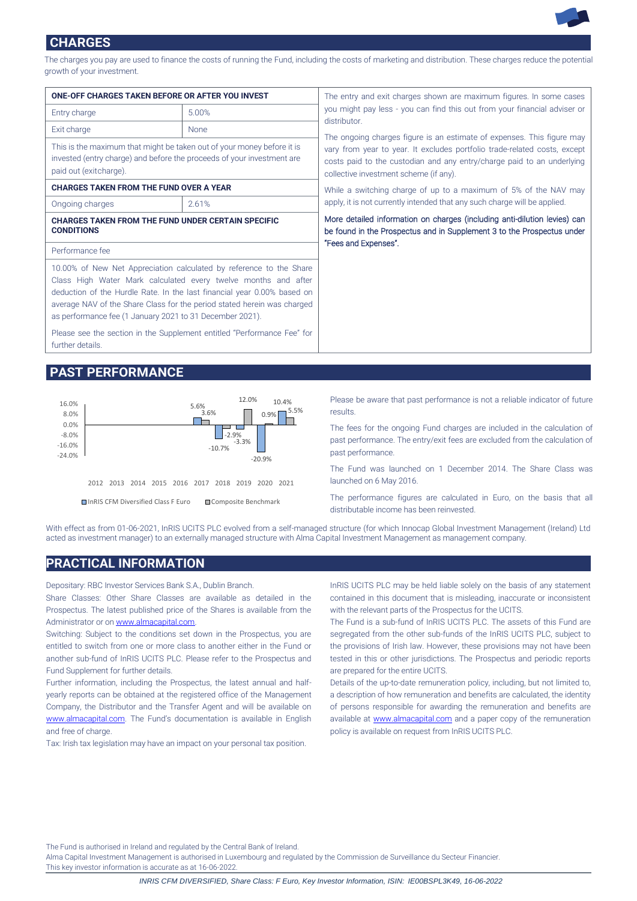## CHARGES

The charges you pay are used to finance the costs of running the Fund, including the costs of marketing and distribution. These charges reduce the potential growth of your investment.

| ONE-OFF CHARGES TAKEN BEFORE OR AFTER YOU INVEST | |
|---|---|
| Entry charge | 5.00% |
| Exit charge | None |
| This is the maximum that might be taken out of your money before it is invested (entry charge) and before the proceeds of your investment are paid out (exitcharge). | |
| **CHARGES TAKEN FROM THE FUND OVER A YEAR** | |
| Ongoing charges | 2.61% |
| **CHARGES TAKEN FROM THE FUND UNDER CERTAIN SPECIFIC CONDITIONS** | |
| Performance fee | |
| 10.00% of New Net Appreciation calculated by reference to the Share Class High Water Mark calculated every twelve months and after deduction of the Hurdle Rate. In the last financial year 0.00% based on average NAV of the Share Class for the period stated herein was charged as performance fee (1 January 2021 to 31 December 2021). Please see the section in the Supplement entitled "Performance Fee" for further details. | |

The entry and exit charges shown are maximum figures. In some cases you might pay less - you can find this out from your financial adviser or distributor.

The ongoing charges figure is an estimate of expenses. This figure may vary from year to year. It excludes portfolio trade-related costs, except costs paid to the custodian and any entry/charge paid to an underlying collective investment scheme (if any).

While a switching charge of up to a maximum of 5% of the NAV may apply, it is not currently intended that any such charge will be applied.

More detailed information on charges (including anti-dilution levies) can be found in the Prospectus and in Supplement 3 to the Prospectus under "Fees and Expenses".

## PAST PERFORMANCE

16.0%
8.0%
0.0%
-8.0%
-16.0%
-24.0%

5.6%
3.6%
-10.7%
-2.9%
-3.3%
12.0%
-20.9%
0.9%
10.4%
5.5%

2012 2013 2014 2015 2016 2017 2018 2019 2020 2021

InRIS CFM Diversified Class F Euro
Composite Benchmark

Please be aware that past performance is not a reliable indicator of future results.

The fees for the ongoing Fund charges are included in the calculation of past performance. The entry/exit fees are excluded from the calculation of past performance.

The Fund was launched on 1 December 2014. The Share Class was launched on 6 May 2016.

The performance figures are calculated in Euro, on the basis that all distributable income has been reinvested.

With effect as from 01-06-2021, InRIS UCITS PLC evolved from a self-managed structure (for which Innocap Global Investment Management (Ireland) Ltd acted as investment manager) to an externally managed structure with Alma Capital Investment Management as management company.

## PRACTICAL INFORMATION

Depositary: RBC Investor Services Bank S.A., Dublin Branch.

Share Classes: Other Share Classes are available as detailed in the Prospectus. The latest published price of the Shares is available from the Administrator or on www.almacapital.com.

Switching: Subject to the conditions set down in the Prospectus, you are entitled to switch from one or more class to another either in the Fund or another sub-fund of InRIS UCITS PLC. Please refer to the Prospectus and Fund Supplement for further details.

Further information, including the Prospectus, the latest annual and half-yearly reports can be obtained at the registered office of the Management Company, the Distributor and the Transfer Agent and will be available on www.almacapital.com. The Fund's documentation is available in English and free of charge.

Tax: Irish tax legislation may have an impact on your personal tax position.

InRIS UCITS PLC may be held liable solely on the basis of any statement contained in this document that is misleading, inaccurate or inconsistent with the relevant parts of the Prospectus for the UCITS.

The Fund is a sub-fund of InRIS UCITS PLC. The assets of this Fund are segregated from the other sub-funds of the InRIS UCITS PLC, subject to the provisions of Irish law. However, these provisions may not have been tested in this or other jurisdictions. The Prospectus and periodic reports are prepared for the entire UCITS.

Details of the up-to-date remuneration policy, including, but not limited to, a description of how remuneration and benefits are calculated, the identity of persons responsible for awarding the remuneration and benefits are available at www.almacapital.com and a paper copy of the remuneration policy is available on request from InRIS UCITS PLC.

The Fund is authorised in Ireland and regulated by the Central Bank of Ireland.
Alma Capital Investment Management is authorised in Luxembourg and regulated by the Commission de Surveillance du Secteur Financier.
This key investor information is accurate as at 16-06-2022.